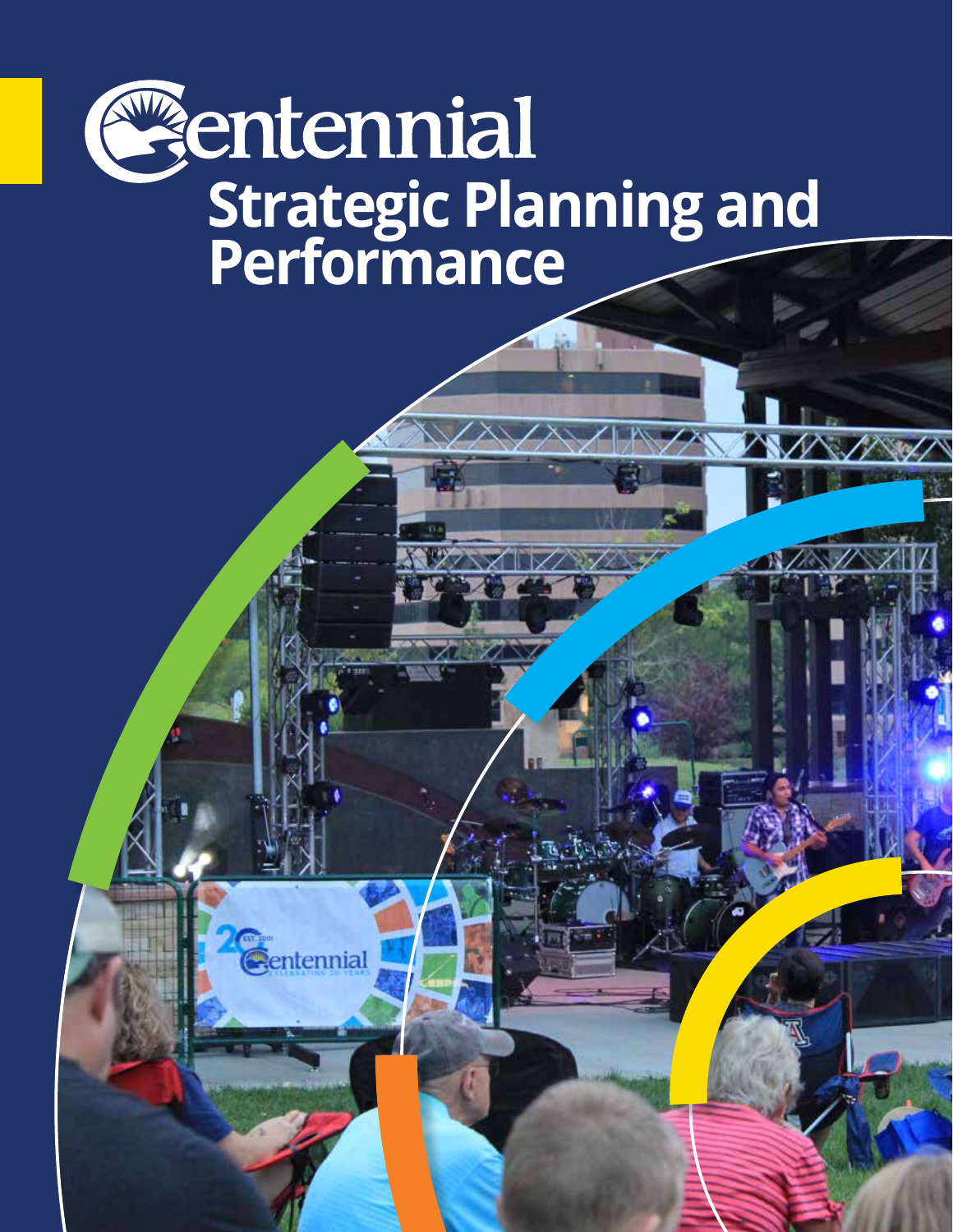# Centennial

## Strategic Planning and Performance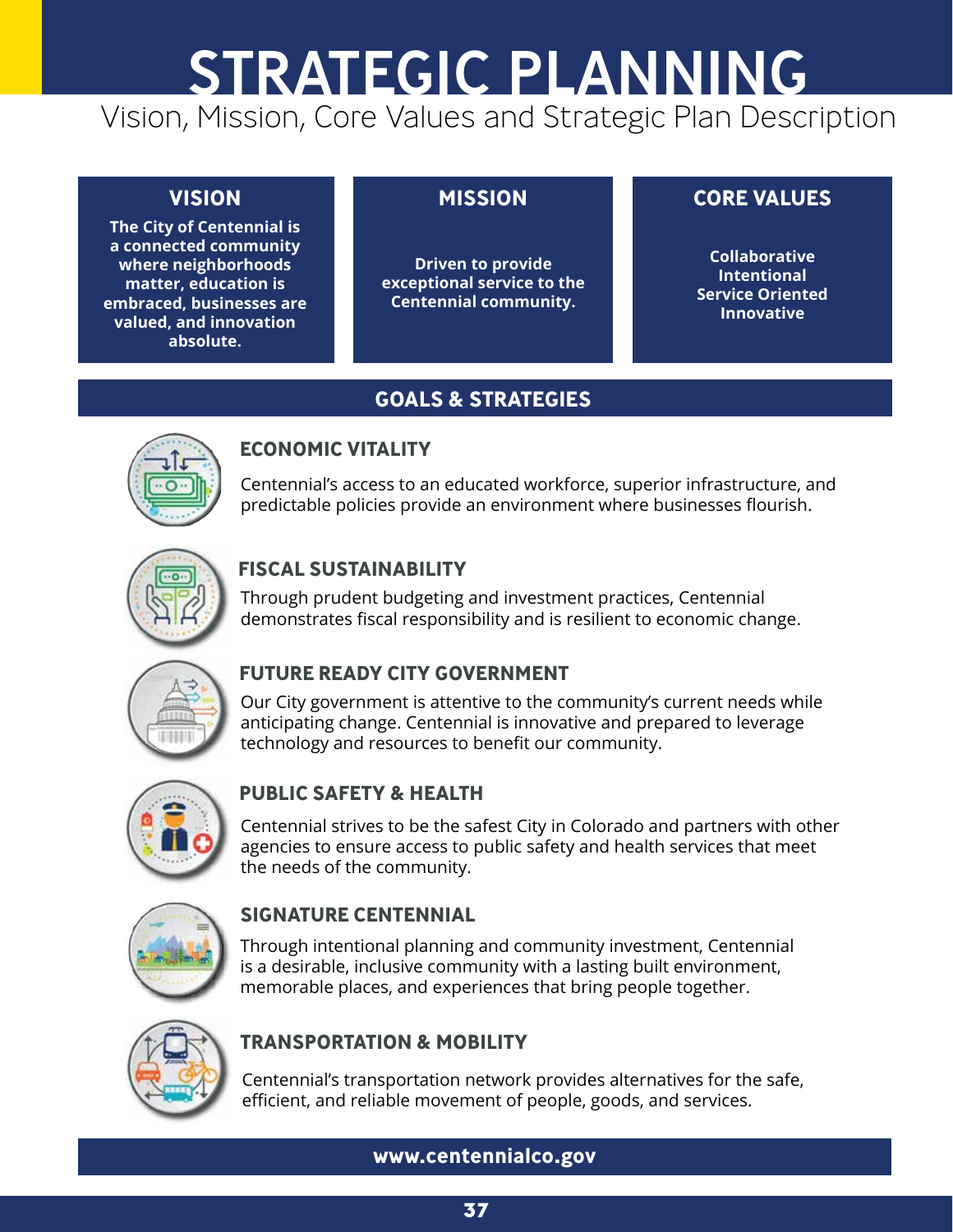# STRATEGIC PLANNING

Vision, Mission, Core Values and Strategic Plan Description

## VISION

**The City of Centennial is a connected community where neighborhoods matter, education is embraced, businesses are valued, and innovation absolute.**

## MISSION

**Driven to provide exceptional service to the Centennial community.**

## CORE VALUES

**Collaborative**
**Intentional**
**Service Oriented**
**Innovative**

## GOALS & STRATEGIES

### ECONOMIC VITALITY

Centennial's access to an educated workforce, superior infrastructure, and predictable policies provide an environment where businesses flourish.

### FISCAL SUSTAINABILITY

Through prudent budgeting and investment practices, Centennial demonstrates fiscal responsibility and is resilient to economic change.

### FUTURE READY CITY GOVERNMENT

Our City government is attentive to the community's current needs while anticipating change. Centennial is innovative and prepared to leverage technology and resources to benefit our community.

### PUBLIC SAFETY & HEALTH

Centennial strives to be the safest City in Colorado and partners with other agencies to ensure access to public safety and health services that meet the needs of the community.

### SIGNATURE CENTENNIAL

Through intentional planning and community investment, Centennial is a desirable, inclusive community with a lasting built environment, memorable places, and experiences that bring people together.

### TRANSPORTATION & MOBILITY

Centennial's transportation network provides alternatives for the safe, efficient, and reliable movement of people, goods, and services.

**www.centennialco.gov**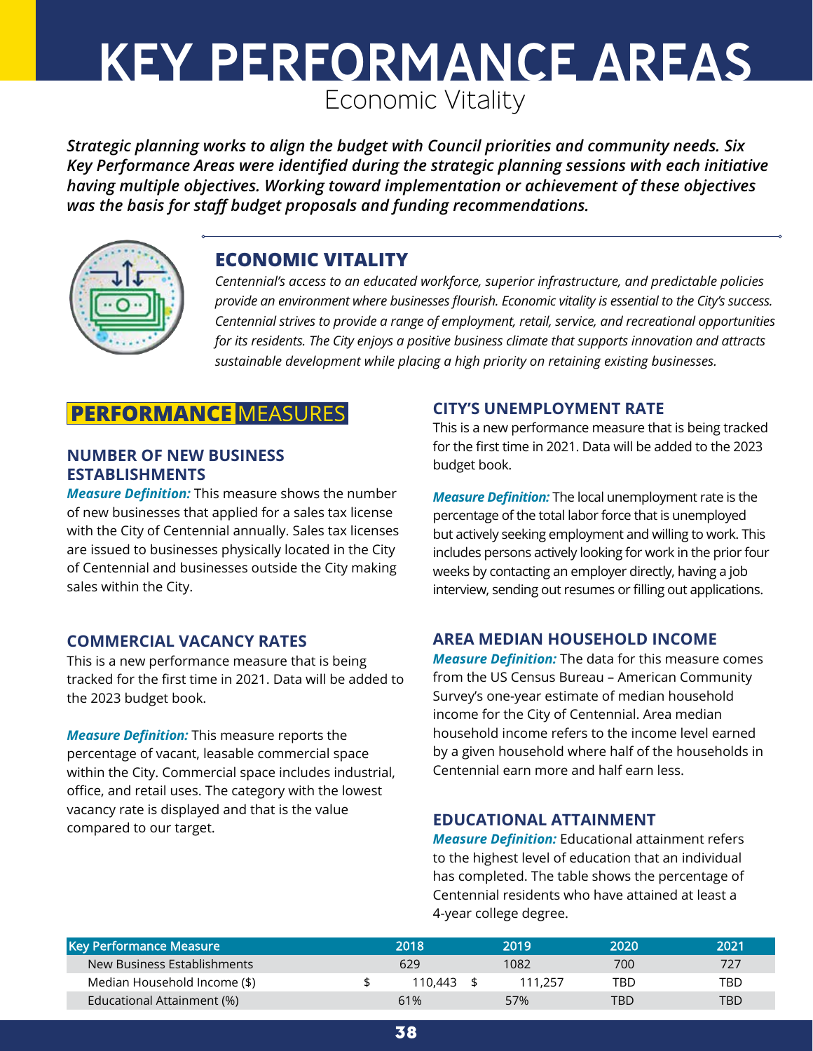# KEY PERFORMANCE AREAS

Economic Vitality

***Strategic planning works to align the budget with Council priorities and community needs. Six Key Performance Areas were identified during the strategic planning sessions with each initiative having multiple objectives. Working toward implementation or achievement of these objectives was the basis for staff budget proposals and funding recommendations.***

## ECONOMIC VITALITY

*Centennial's access to an educated workforce, superior infrastructure, and predictable policies provide an environment where businesses flourish. Economic vitality is essential to the City's success. Centennial strives to provide a range of employment, retail, service, and recreational opportunities for its residents. The City enjoys a positive business climate that supports innovation and attracts sustainable development while placing a high priority on retaining existing businesses.*

## PERFORMANCE MEASURES

### NUMBER OF NEW BUSINESS ESTABLISHMENTS

***Measure Definition:*** This measure shows the number of new businesses that applied for a sales tax license with the City of Centennial annually. Sales tax licenses are issued to businesses physically located in the City of Centennial and businesses outside the City making sales within the City.

### COMMERCIAL VACANCY RATES

This is a new performance measure that is being tracked for the first time in 2021. Data will be added to the 2023 budget book.

***Measure Definition:*** This measure reports the percentage of vacant, leasable commercial space within the City. Commercial space includes industrial, office, and retail uses. The category with the lowest vacancy rate is displayed and that is the value compared to our target.

### CITY'S UNEMPLOYMENT RATE

This is a new performance measure that is being tracked for the first time in 2021. Data will be added to the 2023 budget book.

***Measure Definition:*** The local unemployment rate is the percentage of the total labor force that is unemployed but actively seeking employment and willing to work. This includes persons actively looking for work in the prior four weeks by contacting an employer directly, having a job interview, sending out resumes or filling out applications.

### AREA MEDIAN HOUSEHOLD INCOME

***Measure Definition:*** The data for this measure comes from the US Census Bureau – American Community Survey's one-year estimate of median household income for the City of Centennial. Area median household income refers to the income level earned by a given household where half of the households in Centennial earn more and half earn less.

### EDUCATIONAL ATTAINMENT

***Measure Definition:*** Educational attainment refers to the highest level of education that an individual has completed. The table shows the percentage of Centennial residents who have attained at least a 4-year college degree.

| Key Performance Measure | 2018 | 2019 | 2020 | 2021 |
|---|---|---|---|---|
| New Business Establishments | 629 | 1082 | 700 | 727 |
| Median Household Income ($) | $ 110,443 | $ 111,257 | TBD | TBD |
| Educational Attainment (%) | 61% | 57% | TBD | TBD |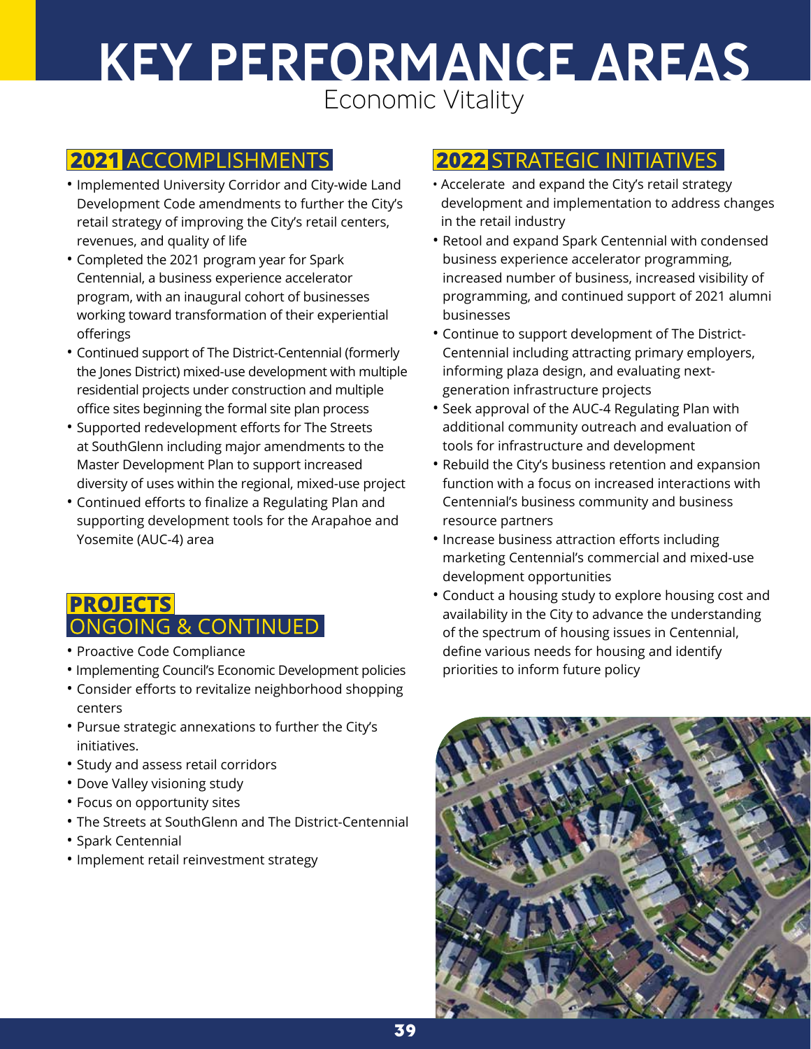# KEY PERFORMANCE AREAS

## Economic Vitality

### 2021 ACCOMPLISHMENTS

- Implemented University Corridor and City-wide Land Development Code amendments to further the City's retail strategy of improving the City's retail centers, revenues, and quality of life
- Completed the 2021 program year for Spark Centennial, a business experience accelerator program, with an inaugural cohort of businesses working toward transformation of their experiential offerings
- Continued support of The District-Centennial (formerly the Jones District) mixed-use development with multiple residential projects under construction and multiple office sites beginning the formal site plan process
- Supported redevelopment efforts for The Streets at SouthGlenn including major amendments to the Master Development Plan to support increased diversity of uses within the regional, mixed-use project
- Continued efforts to finalize a Regulating Plan and supporting development tools for the Arapahoe and Yosemite (AUC-4) area

### PROJECTS ONGOING & CONTINUED

- Proactive Code Compliance
- Implementing Council's Economic Development policies
- Consider efforts to revitalize neighborhood shopping centers
- Pursue strategic annexations to further the City's initiatives.
- Study and assess retail corridors
- Dove Valley visioning study
- Focus on opportunity sites
- The Streets at SouthGlenn and The District-Centennial
- Spark Centennial
- Implement retail reinvestment strategy

### 2022 STRATEGIC INITIATIVES

- Accelerate and expand the City's retail strategy development and implementation to address changes in the retail industry
- Retool and expand Spark Centennial with condensed business experience accelerator programming, increased number of business, increased visibility of programming, and continued support of 2021 alumni businesses
- Continue to support development of The District-Centennial including attracting primary employers, informing plaza design, and evaluating next-generation infrastructure projects
- Seek approval of the AUC-4 Regulating Plan with additional community outreach and evaluation of tools for infrastructure and development
- Rebuild the City's business retention and expansion function with a focus on increased interactions with Centennial's business community and business resource partners
- Increase business attraction efforts including marketing Centennial's commercial and mixed-use development opportunities
- Conduct a housing study to explore housing cost and availability in the City to advance the understanding of the spectrum of housing issues in Centennial, define various needs for housing and identify priorities to inform future policy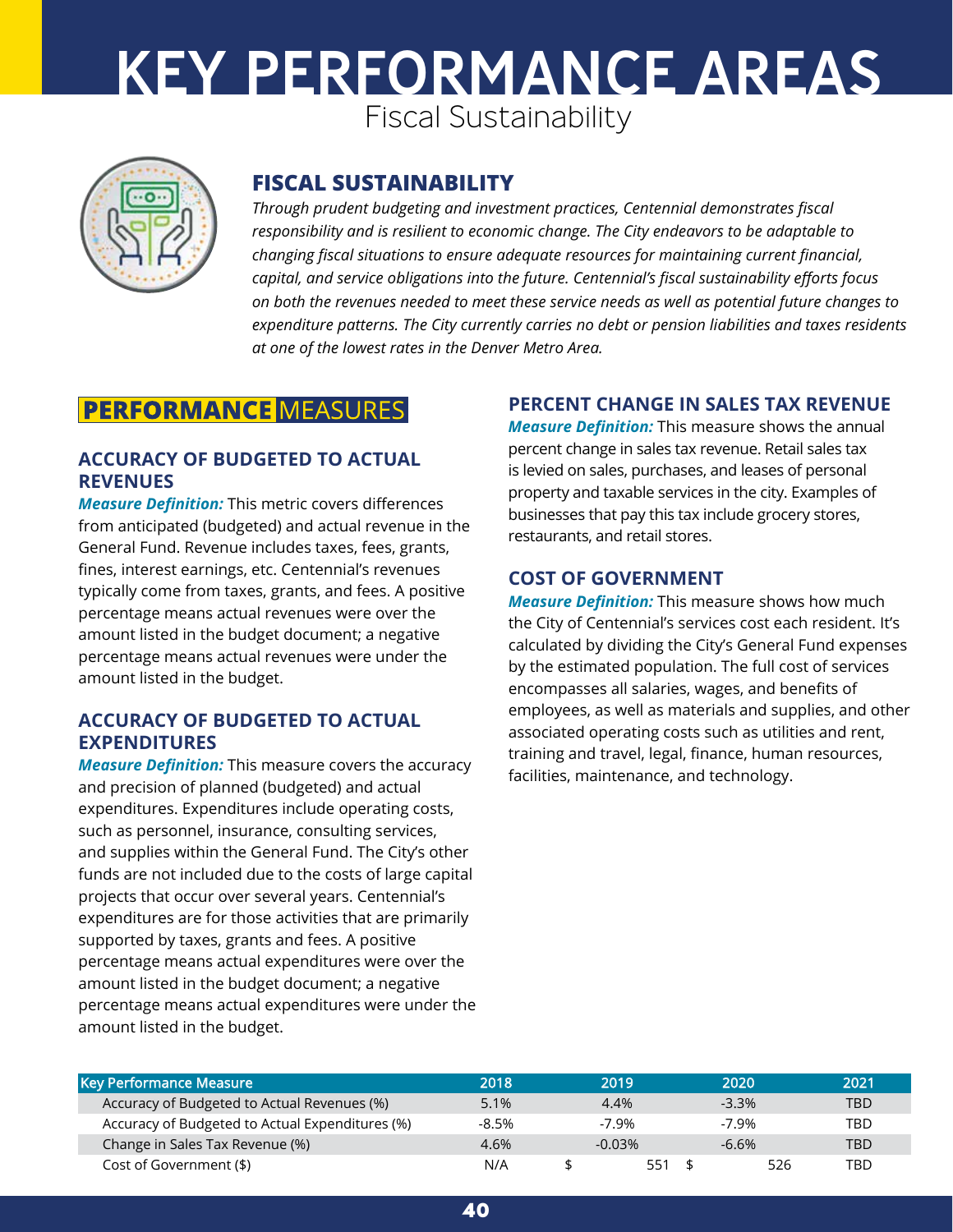# KEY PERFORMANCE AREAS

Fiscal Sustainability

## FISCAL SUSTAINABILITY

*Through prudent budgeting and investment practices, Centennial demonstrates fiscal responsibility and is resilient to economic change. The City endeavors to be adaptable to changing fiscal situations to ensure adequate resources for maintaining current financial, capital, and service obligations into the future. Centennial's fiscal sustainability efforts focus on both the revenues needed to meet these service needs as well as potential future changes to expenditure patterns. The City currently carries no debt or pension liabilities and taxes residents at one of the lowest rates in the Denver Metro Area.*

## PERFORMANCE MEASURES

### ACCURACY OF BUDGETED TO ACTUAL REVENUES

***Measure Definition:*** This metric covers differences from anticipated (budgeted) and actual revenue in the General Fund. Revenue includes taxes, fees, grants, fines, interest earnings, etc. Centennial's revenues typically come from taxes, grants, and fees. A positive percentage means actual revenues were over the amount listed in the budget document; a negative percentage means actual revenues were under the amount listed in the budget.

### ACCURACY OF BUDGETED TO ACTUAL EXPENDITURES

***Measure Definition:*** This measure covers the accuracy and precision of planned (budgeted) and actual expenditures. Expenditures include operating costs, such as personnel, insurance, consulting services, and supplies within the General Fund. The City's other funds are not included due to the costs of large capital projects that occur over several years. Centennial's expenditures are for those activities that are primarily supported by taxes, grants and fees. A positive percentage means actual expenditures were over the amount listed in the budget document; a negative percentage means actual expenditures were under the amount listed in the budget.

### PERCENT CHANGE IN SALES TAX REVENUE

***Measure Definition:*** This measure shows the annual percent change in sales tax revenue. Retail sales tax is levied on sales, purchases, and leases of personal property and taxable services in the city. Examples of businesses that pay this tax include grocery stores, restaurants, and retail stores.

### COST OF GOVERNMENT

***Measure Definition:*** This measure shows how much the City of Centennial's services cost each resident. It's calculated by dividing the City's General Fund expenses by the estimated population. The full cost of services encompasses all salaries, wages, and benefits of employees, as well as materials and supplies, and other associated operating costs such as utilities and rent, training and travel, legal, finance, human resources, facilities, maintenance, and technology.

| Key Performance Measure | 2018 | 2019 | 2020 | 2021 |
|---|---|---|---|---|
| Accuracy of Budgeted to Actual Revenues (%) | 5.1% | 4.4% | -3.3% | TBD |
| Accuracy of Budgeted to Actual Expenditures (%) | -8.5% | -7.9% | -7.9% | TBD |
| Change in Sales Tax Revenue (%) | 4.6% | -0.03% | -6.6% | TBD |
| Cost of Government ($) | N/A | $ 551 | $ 526 | TBD |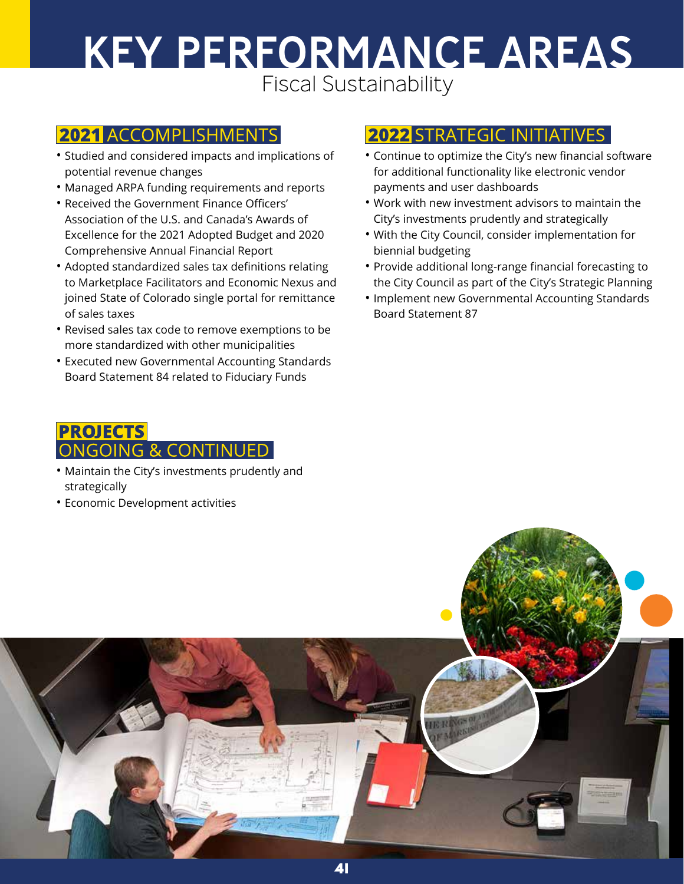# KEY PERFORMANCE AREAS

## Fiscal Sustainability

### 2021 ACCOMPLISHMENTS

- Studied and considered impacts and implications of potential revenue changes
- Managed ARPA funding requirements and reports
- Received the Government Finance Officers' Association of the U.S. and Canada's Awards of Excellence for the 2021 Adopted Budget and 2020 Comprehensive Annual Financial Report
- Adopted standardized sales tax definitions relating to Marketplace Facilitators and Economic Nexus and joined State of Colorado single portal for remittance of sales taxes
- Revised sales tax code to remove exemptions to be more standardized with other municipalities
- Executed new Governmental Accounting Standards Board Statement 84 related to Fiduciary Funds

### 2022 STRATEGIC INITIATIVES

- Continue to optimize the City's new financial software for additional functionality like electronic vendor payments and user dashboards
- Work with new investment advisors to maintain the City's investments prudently and strategically
- With the City Council, consider implementation for biennial budgeting
- Provide additional long-range financial forecasting to the City Council as part of the City's Strategic Planning
- Implement new Governmental Accounting Standards Board Statement 87

### PROJECTS ONGOING & CONTINUED

- Maintain the City's investments prudently and strategically
- Economic Development activities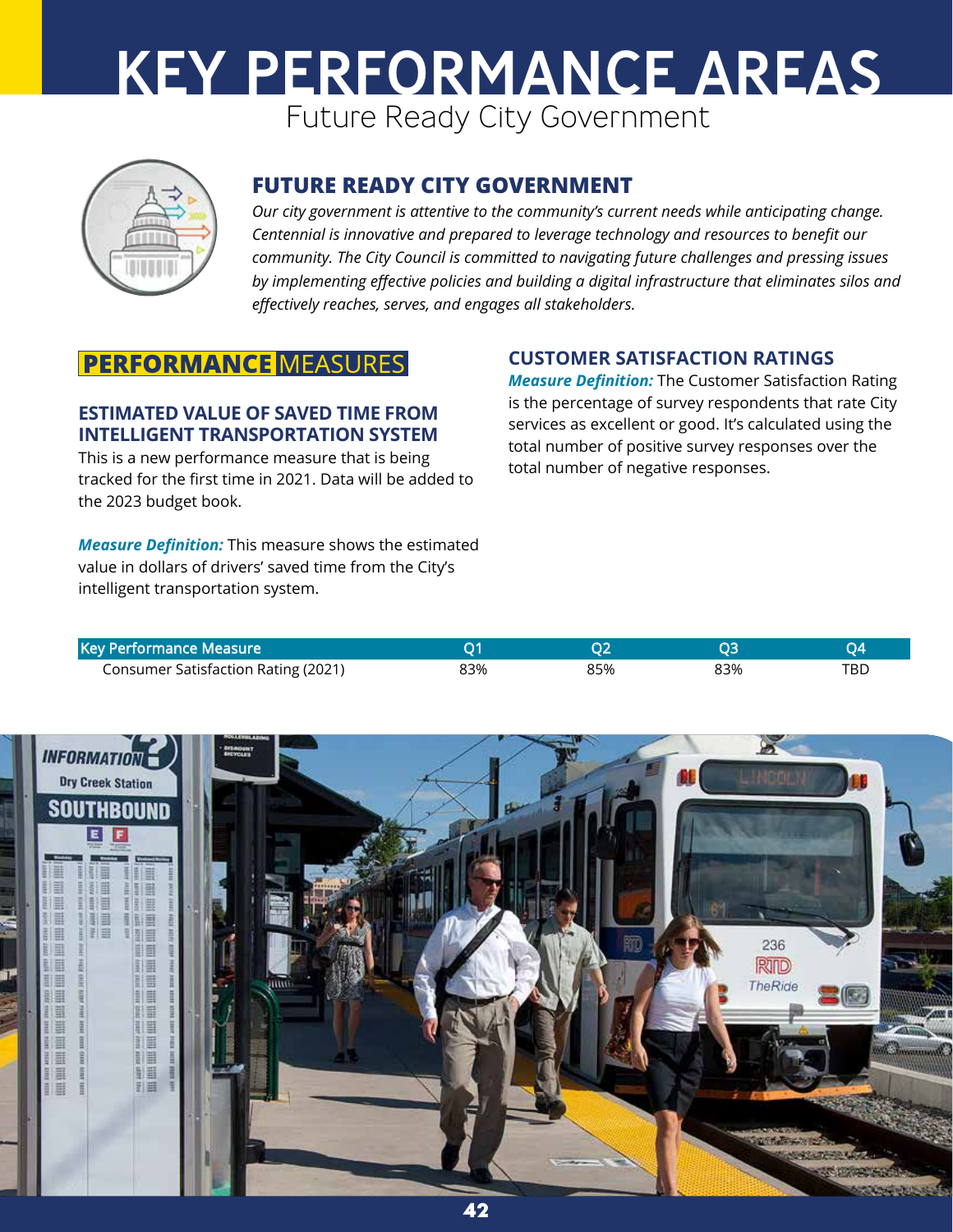# KEY PERFORMANCE AREAS

Future Ready City Government

## FUTURE READY CITY GOVERNMENT

*Our city government is attentive to the community's current needs while anticipating change. Centennial is innovative and prepared to leverage technology and resources to benefit our community. The City Council is committed to navigating future challenges and pressing issues by implementing effective policies and building a digital infrastructure that eliminates silos and effectively reaches, serves, and engages all stakeholders.*

## PERFORMANCE MEASURES

### ESTIMATED VALUE OF SAVED TIME FROM INTELLIGENT TRANSPORTATION SYSTEM

This is a new performance measure that is being tracked for the first time in 2021. Data will be added to the 2023 budget book.

***Measure Definition:*** This measure shows the estimated value in dollars of drivers' saved time from the City's intelligent transportation system.

### CUSTOMER SATISFACTION RATINGS

***Measure Definition:*** The Customer Satisfaction Rating is the percentage of survey respondents that rate City services as excellent or good. It's calculated using the total number of positive survey responses over the total number of negative responses.

| Key Performance Measure | Q1 | Q2 | Q3 | Q4 |
| --- | --- | --- | --- | --- |
| Consumer Satisfaction Rating (2021) | 83% | 85% | 83% | TBD |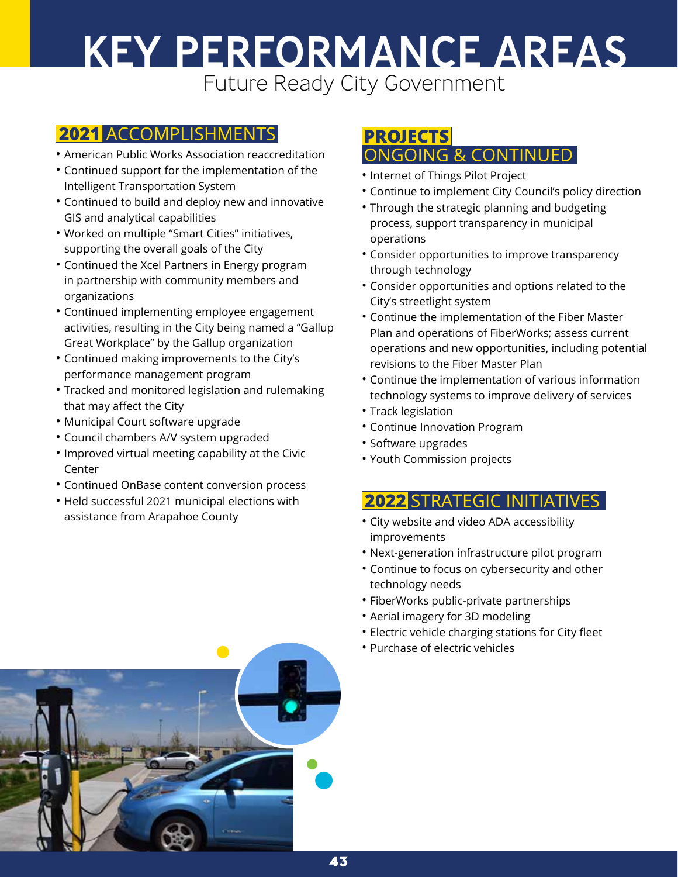# KEY PERFORMANCE AREAS

## Future Ready City Government

### 2021 ACCOMPLISHMENTS

- American Public Works Association reaccreditation
- Continued support for the implementation of the Intelligent Transportation System
- Continued to build and deploy new and innovative GIS and analytical capabilities
- Worked on multiple "Smart Cities" initiatives, supporting the overall goals of the City
- Continued the Xcel Partners in Energy program in partnership with community members and organizations
- Continued implementing employee engagement activities, resulting in the City being named a "Gallup Great Workplace" by the Gallup organization
- Continued making improvements to the City's performance management program
- Tracked and monitored legislation and rulemaking that may affect the City
- Municipal Court software upgrade
- Council chambers A/V system upgraded
- Improved virtual meeting capability at the Civic Center
- Continued OnBase content conversion process
- Held successful 2021 municipal elections with assistance from Arapahoe County

### PROJECTS ONGOING & CONTINUED

- Internet of Things Pilot Project
- Continue to implement City Council's policy direction
- Through the strategic planning and budgeting process, support transparency in municipal operations
- Consider opportunities to improve transparency through technology
- Consider opportunities and options related to the City's streetlight system
- Continue the implementation of the Fiber Master Plan and operations of FiberWorks; assess current operations and new opportunities, including potential revisions to the Fiber Master Plan
- Continue the implementation of various information technology systems to improve delivery of services
- Track legislation
- Continue Innovation Program
- Software upgrades
- Youth Commission projects

### 2022 STRATEGIC INITIATIVES

- City website and video ADA accessibility improvements
- Next-generation infrastructure pilot program
- Continue to focus on cybersecurity and other technology needs
- FiberWorks public-private partnerships
- Aerial imagery for 3D modeling
- Electric vehicle charging stations for City fleet
- Purchase of electric vehicles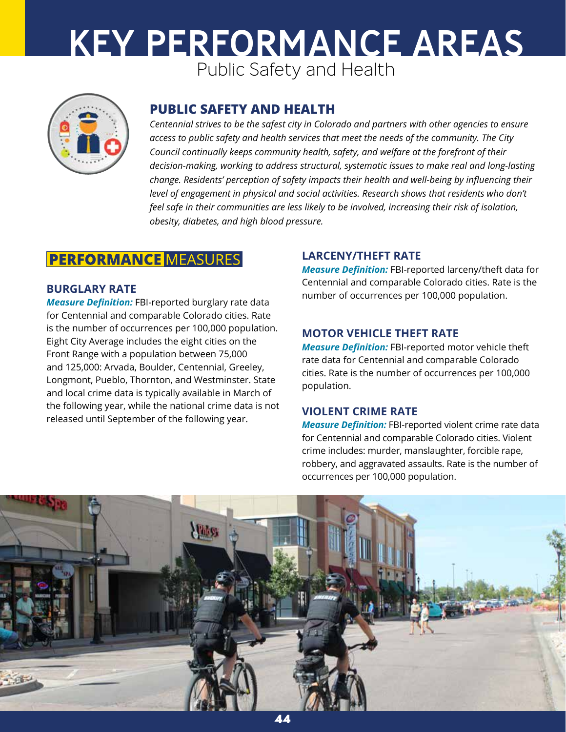# KEY PERFORMANCE AREAS

Public Safety and Health

## PUBLIC SAFETY AND HEALTH

*Centennial strives to be the safest city in Colorado and partners with other agencies to ensure access to public safety and health services that meet the needs of the community. The City Council continually keeps community health, safety, and welfare at the forefront of their decision-making, working to address structural, systematic issues to make real and long-lasting change. Residents' perception of safety impacts their health and well-being by influencing their level of engagement in physical and social activities. Research shows that residents who don't feel safe in their communities are less likely to be involved, increasing their risk of isolation, obesity, diabetes, and high blood pressure.*

## PERFORMANCE MEASURES

### BURGLARY RATE

***Measure Definition:*** FBI-reported burglary rate data for Centennial and comparable Colorado cities. Rate is the number of occurrences per 100,000 population. Eight City Average includes the eight cities on the Front Range with a population between 75,000 and 125,000: Arvada, Boulder, Centennial, Greeley, Longmont, Pueblo, Thornton, and Westminster. State and local crime data is typically available in March of the following year, while the national crime data is not released until September of the following year.

### LARCENY/THEFT RATE

***Measure Definition:*** FBI-reported larceny/theft data for Centennial and comparable Colorado cities. Rate is the number of occurrences per 100,000 population.

### MOTOR VEHICLE THEFT RATE

***Measure Definition:*** FBI-reported motor vehicle theft rate data for Centennial and comparable Colorado cities. Rate is the number of occurrences per 100,000 population.

### VIOLENT CRIME RATE

***Measure Definition:*** FBI-reported violent crime rate data for Centennial and comparable Colorado cities. Violent crime includes: murder, manslaughter, forcible rape, robbery, and aggravated assaults. Rate is the number of occurrences per 100,000 population.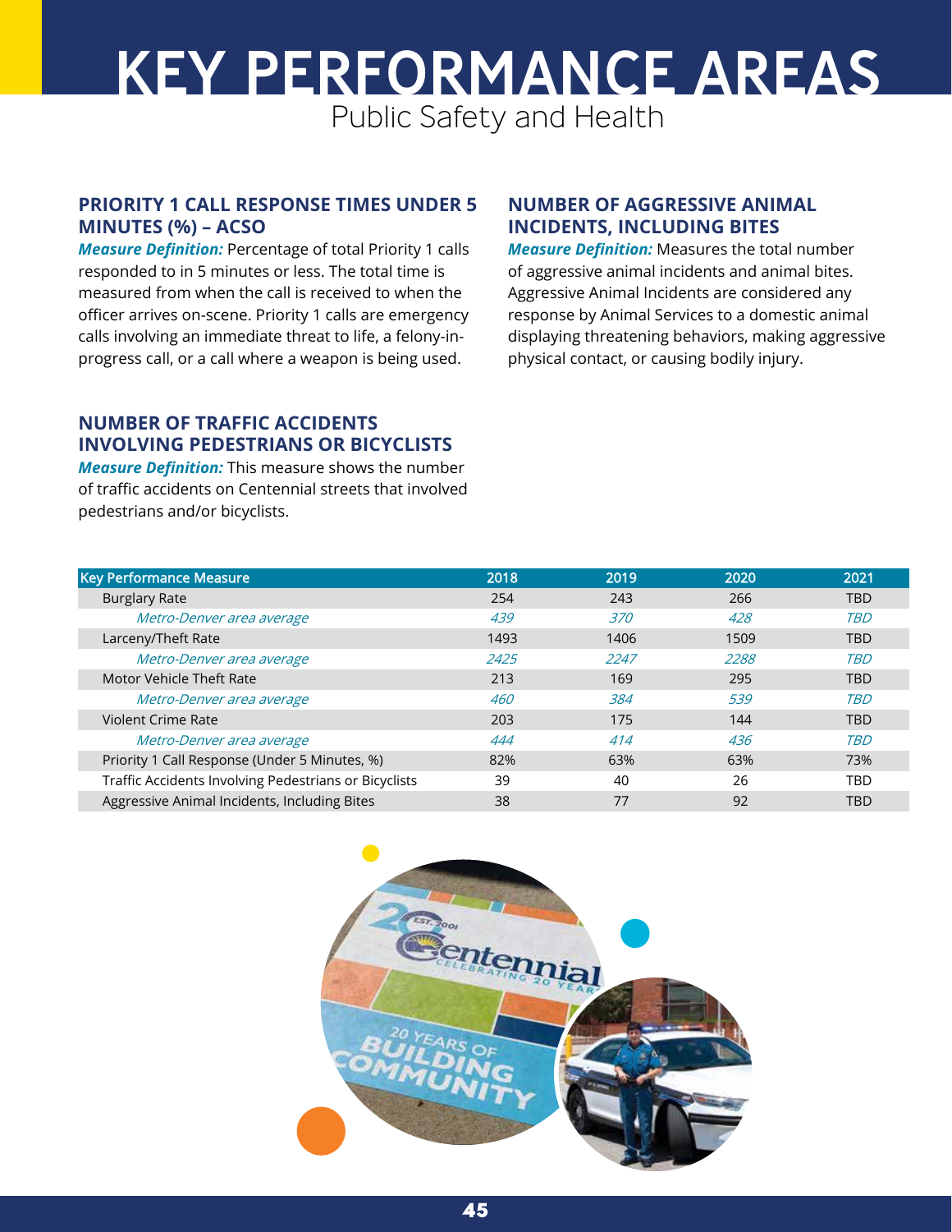# KEY PERFORMANCE AREAS

## Public Safety and Health

### PRIORITY 1 CALL RESPONSE TIMES UNDER 5 MINUTES (%) – ACSO

***Measure Definition:*** Percentage of total Priority 1 calls responded to in 5 minutes or less. The total time is measured from when the call is received to when the officer arrives on-scene. Priority 1 calls are emergency calls involving an immediate threat to life, a felony-in-progress call, or a call where a weapon is being used.

### NUMBER OF TRAFFIC ACCIDENTS INVOLVING PEDESTRIANS OR BICYCLISTS

***Measure Definition:*** This measure shows the number of traffic accidents on Centennial streets that involved pedestrians and/or bicyclists.

### NUMBER OF AGGRESSIVE ANIMAL INCIDENTS, INCLUDING BITES

***Measure Definition:*** Measures the total number of aggressive animal incidents and animal bites. Aggressive Animal Incidents are considered any response by Animal Services to a domestic animal displaying threatening behaviors, making aggressive physical contact, or causing bodily injury.

| Key Performance Measure | 2018 | 2019 | 2020 | 2021 |
|---|---|---|---|---|
| Burglary Rate | 254 | 243 | 266 | TBD |
| *Metro-Denver area average* | *439* | *370* | *428* | *TBD* |
| Larceny/Theft Rate | 1493 | 1406 | 1509 | TBD |
| *Metro-Denver area average* | *2425* | *2247* | *2288* | *TBD* |
| Motor Vehicle Theft Rate | 213 | 169 | 295 | TBD |
| *Metro-Denver area average* | *460* | *384* | *539* | *TBD* |
| Violent Crime Rate | 203 | 175 | 144 | TBD |
| *Metro-Denver area average* | *444* | *414* | *436* | *TBD* |
| Priority 1 Call Response (Under 5 Minutes, %) | 82% | 63% | 63% | 73% |
| Traffic Accidents Involving Pedestrians or Bicyclists | 39 | 40 | 26 | TBD |
| Aggressive Animal Incidents, Including Bites | 38 | 77 | 92 | TBD |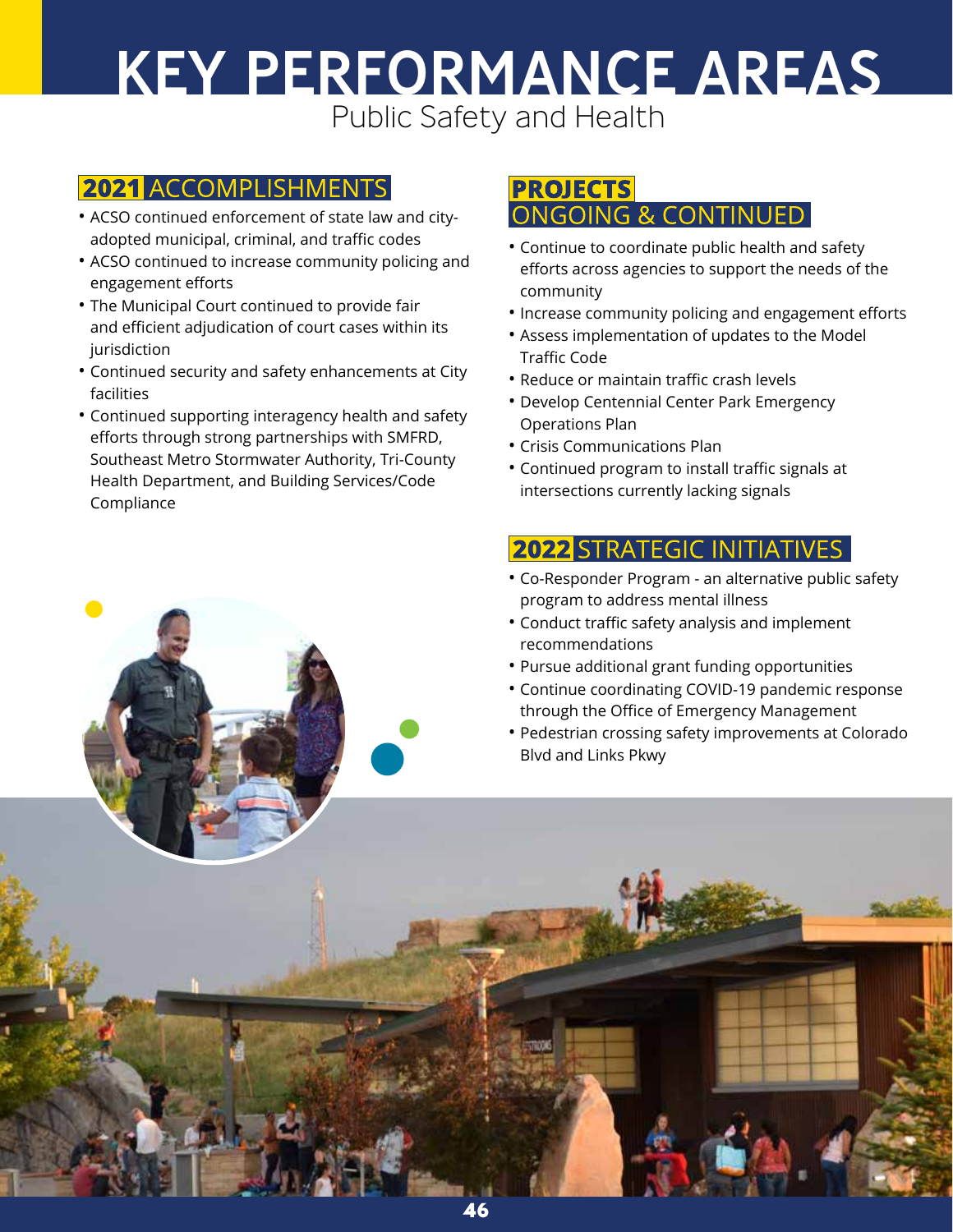# KEY PERFORMANCE AREAS

## Public Safety and Health

### 2021 ACCOMPLISHMENTS

- ACSO continued enforcement of state law and city-adopted municipal, criminal, and traffic codes
- ACSO continued to increase community policing and engagement efforts
- The Municipal Court continued to provide fair and efficient adjudication of court cases within its jurisdiction
- Continued security and safety enhancements at City facilities
- Continued supporting interagency health and safety efforts through strong partnerships with SMFRD, Southeast Metro Stormwater Authority, Tri-County Health Department, and Building Services/Code Compliance

### PROJECTS ONGOING & CONTINUED

- Continue to coordinate public health and safety efforts across agencies to support the needs of the community
- Increase community policing and engagement efforts
- Assess implementation of updates to the Model Traffic Code
- Reduce or maintain traffic crash levels
- Develop Centennial Center Park Emergency Operations Plan
- Crisis Communications Plan
- Continued program to install traffic signals at intersections currently lacking signals

### 2022 STRATEGIC INITIATIVES

- Co-Responder Program - an alternative public safety program to address mental illness
- Conduct traffic safety analysis and implement recommendations
- Pursue additional grant funding opportunities
- Continue coordinating COVID-19 pandemic response through the Office of Emergency Management
- Pedestrian crossing safety improvements at Colorado Blvd and Links Pkwy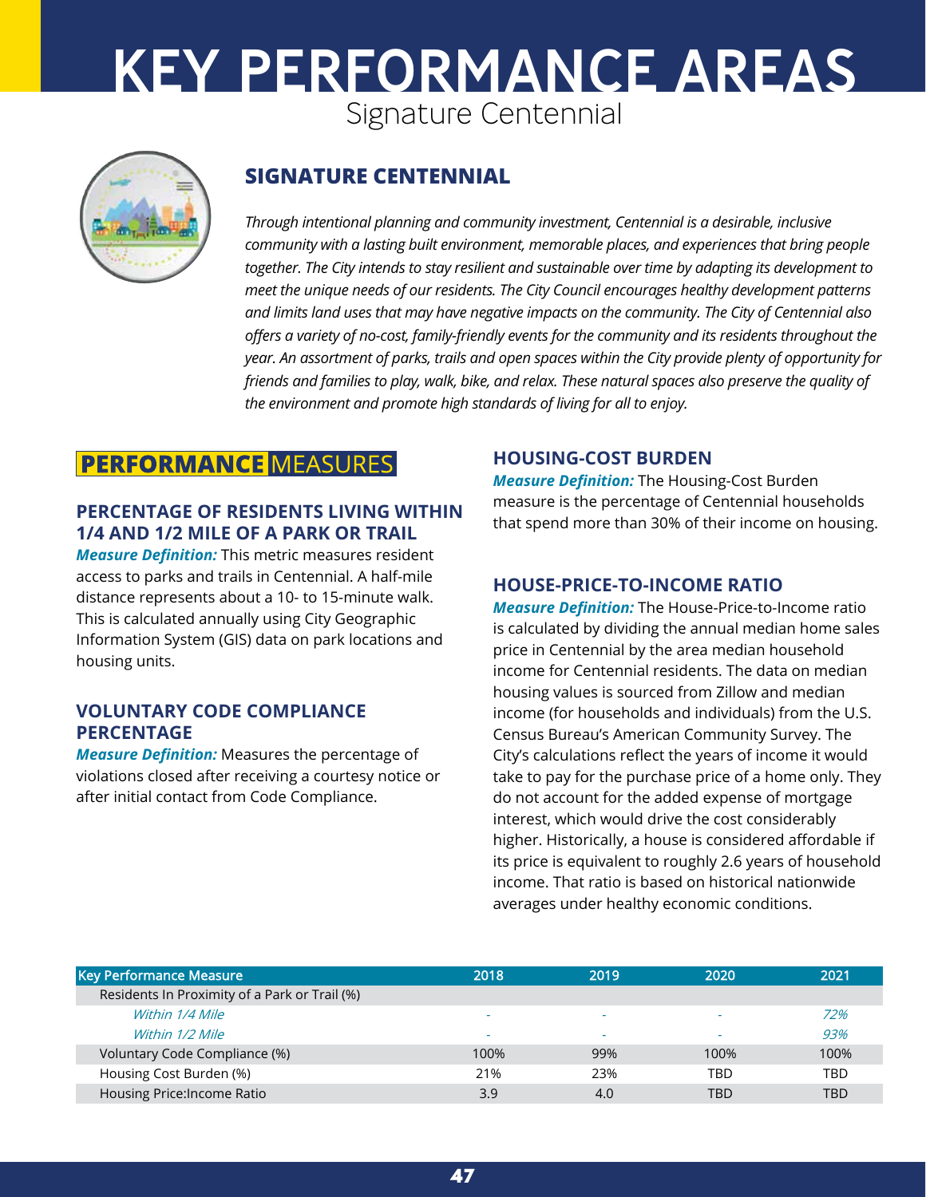# KEY PERFORMANCE AREAS

Signature Centennial

## SIGNATURE CENTENNIAL

*Through intentional planning and community investment, Centennial is a desirable, inclusive community with a lasting built environment, memorable places, and experiences that bring people together. The City intends to stay resilient and sustainable over time by adapting its development to meet the unique needs of our residents. The City Council encourages healthy development patterns and limits land uses that may have negative impacts on the community. The City of Centennial also offers a variety of no-cost, family-friendly events for the community and its residents throughout the year. An assortment of parks, trails and open spaces within the City provide plenty of opportunity for friends and families to play, walk, bike, and relax. These natural spaces also preserve the quality of the environment and promote high standards of living for all to enjoy.*

## PERFORMANCE MEASURES

### PERCENTAGE OF RESIDENTS LIVING WITHIN 1/4 AND 1/2 MILE OF A PARK OR TRAIL

***Measure Definition:*** This metric measures resident access to parks and trails in Centennial. A half-mile distance represents about a 10- to 15-minute walk. This is calculated annually using City Geographic Information System (GIS) data on park locations and housing units.

### VOLUNTARY CODE COMPLIANCE PERCENTAGE

***Measure Definition:*** Measures the percentage of violations closed after receiving a courtesy notice or after initial contact from Code Compliance.

### HOUSING-COST BURDEN

***Measure Definition:*** The Housing-Cost Burden measure is the percentage of Centennial households that spend more than 30% of their income on housing.

### HOUSE-PRICE-TO-INCOME RATIO

***Measure Definition:*** The House-Price-to-Income ratio is calculated by dividing the annual median home sales price in Centennial by the area median household income for Centennial residents. The data on median housing values is sourced from Zillow and median income (for households and individuals) from the U.S. Census Bureau's American Community Survey. The City's calculations reflect the years of income it would take to pay for the purchase price of a home only. They do not account for the added expense of mortgage interest, which would drive the cost considerably higher. Historically, a house is considered affordable if its price is equivalent to roughly 2.6 years of household income. That ratio is based on historical nationwide averages under healthy economic conditions.

| Key Performance Measure | 2018 | 2019 | 2020 | 2021 |
|---|---|---|---|---|
| Residents In Proximity of a Park or Trail (%) | | | | |
| *Within 1/4 Mile* | - | - | - | *72%* |
| *Within 1/2 Mile* | - | - | - | *93%* |
| Voluntary Code Compliance (%) | 100% | 99% | 100% | 100% |
| Housing Cost Burden (%) | 21% | 23% | TBD | TBD |
| Housing Price:Income Ratio | 3.9 | 4.0 | TBD | TBD |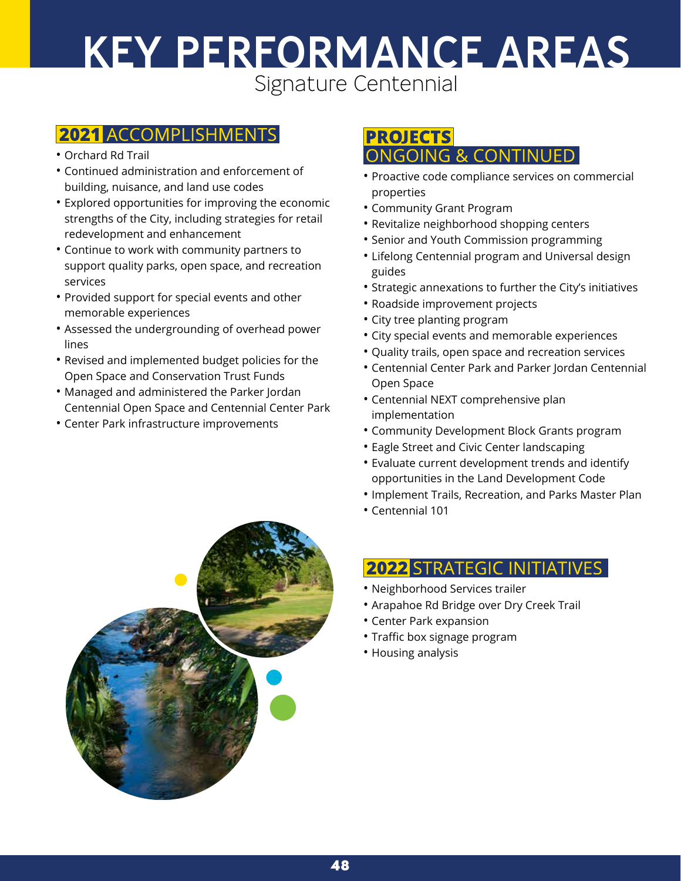# KEY PERFORMANCE AREAS

## Signature Centennial

### 2021 ACCOMPLISHMENTS

- Orchard Rd Trail
- Continued administration and enforcement of building, nuisance, and land use codes
- Explored opportunities for improving the economic strengths of the City, including strategies for retail redevelopment and enhancement
- Continue to work with community partners to support quality parks, open space, and recreation services
- Provided support for special events and other memorable experiences
- Assessed the undergrounding of overhead power lines
- Revised and implemented budget policies for the Open Space and Conservation Trust Funds
- Managed and administered the Parker Jordan Centennial Open Space and Centennial Center Park
- Center Park infrastructure improvements

### PROJECTS ONGOING & CONTINUED

- Proactive code compliance services on commercial properties
- Community Grant Program
- Revitalize neighborhood shopping centers
- Senior and Youth Commission programming
- Lifelong Centennial program and Universal design guides
- Strategic annexations to further the City's initiatives
- Roadside improvement projects
- City tree planting program
- City special events and memorable experiences
- Quality trails, open space and recreation services
- Centennial Center Park and Parker Jordan Centennial Open Space
- Centennial NEXT comprehensive plan implementation
- Community Development Block Grants program
- Eagle Street and Civic Center landscaping
- Evaluate current development trends and identify opportunities in the Land Development Code
- Implement Trails, Recreation, and Parks Master Plan
- Centennial 101

### 2022 STRATEGIC INITIATIVES

- Neighborhood Services trailer
- Arapahoe Rd Bridge over Dry Creek Trail
- Center Park expansion
- Traffic box signage program
- Housing analysis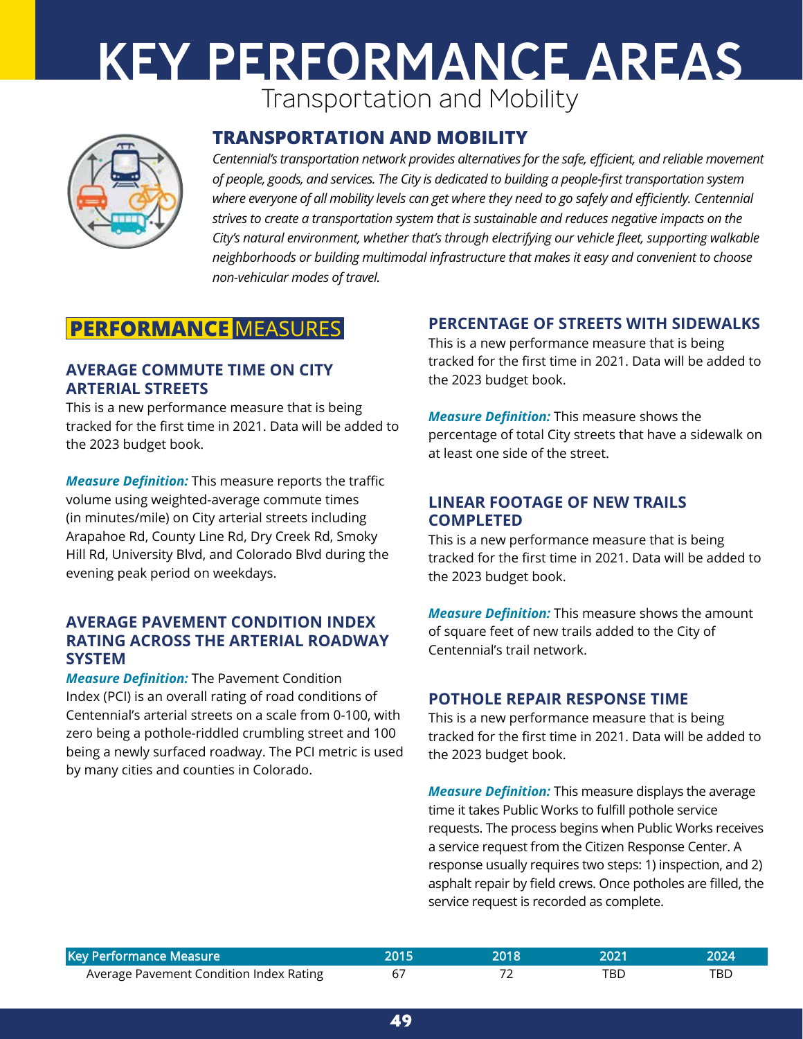# KEY PERFORMANCE AREAS

Transportation and Mobility

## TRANSPORTATION AND MOBILITY

*Centennial's transportation network provides alternatives for the safe, efficient, and reliable movement of people, goods, and services. The City is dedicated to building a people-first transportation system where everyone of all mobility levels can get where they need to go safely and efficiently. Centennial strives to create a transportation system that is sustainable and reduces negative impacts on the City's natural environment, whether that's through electrifying our vehicle fleet, supporting walkable neighborhoods or building multimodal infrastructure that makes it easy and convenient to choose non-vehicular modes of travel.*

## PERFORMANCE MEASURES

### AVERAGE COMMUTE TIME ON CITY ARTERIAL STREETS

This is a new performance measure that is being tracked for the first time in 2021. Data will be added to the 2023 budget book.

***Measure Definition:*** This measure reports the traffic volume using weighted-average commute times (in minutes/mile) on City arterial streets including Arapahoe Rd, County Line Rd, Dry Creek Rd, Smoky Hill Rd, University Blvd, and Colorado Blvd during the evening peak period on weekdays.

### AVERAGE PAVEMENT CONDITION INDEX RATING ACROSS THE ARTERIAL ROADWAY SYSTEM

***Measure Definition:*** The Pavement Condition Index (PCI) is an overall rating of road conditions of Centennial's arterial streets on a scale from 0-100, with zero being a pothole-riddled crumbling street and 100 being a newly surfaced roadway. The PCI metric is used by many cities and counties in Colorado.

### PERCENTAGE OF STREETS WITH SIDEWALKS

This is a new performance measure that is being tracked for the first time in 2021. Data will be added to the 2023 budget book.

***Measure Definition:*** This measure shows the percentage of total City streets that have a sidewalk on at least one side of the street.

### LINEAR FOOTAGE OF NEW TRAILS COMPLETED

This is a new performance measure that is being tracked for the first time in 2021. Data will be added to the 2023 budget book.

***Measure Definition:*** This measure shows the amount of square feet of new trails added to the City of Centennial's trail network.

### POTHOLE REPAIR RESPONSE TIME

This is a new performance measure that is being tracked for the first time in 2021. Data will be added to the 2023 budget book.

***Measure Definition:*** This measure displays the average time it takes Public Works to fulfill pothole service requests. The process begins when Public Works receives a service request from the Citizen Response Center. A response usually requires two steps: 1) inspection, and 2) asphalt repair by field crews. Once potholes are filled, the service request is recorded as complete.

| Key Performance Measure | 2015 | 2018 | 2021 | 2024 |
|---|---|---|---|---|
| Average Pavement Condition Index Rating | 67 | 72 | TBD | TBD |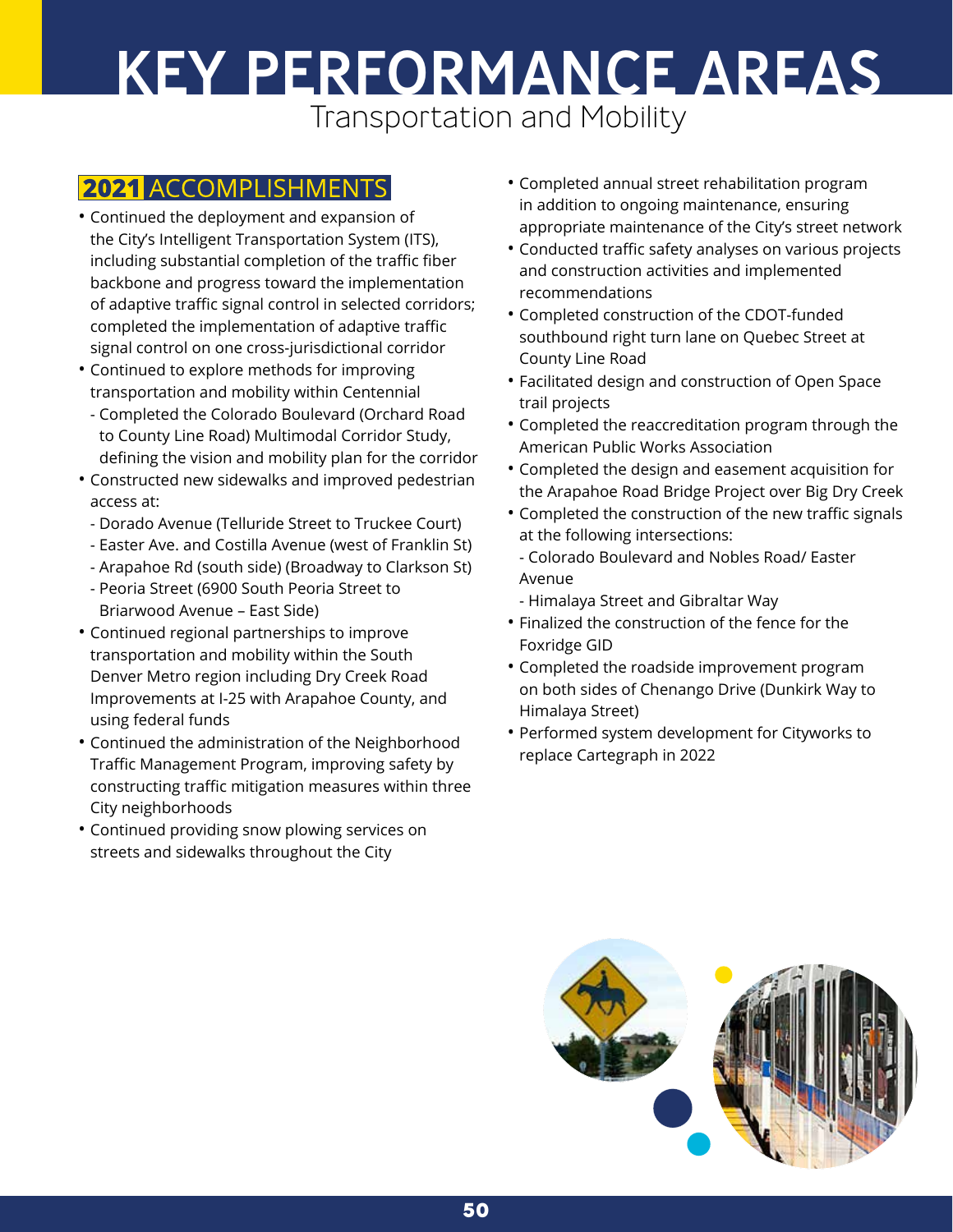# KEY PERFORMANCE AREAS

## Transportation and Mobility

### 2021 ACCOMPLISHMENTS

- Continued the deployment and expansion of the City's Intelligent Transportation System (ITS), including substantial completion of the traffic fiber backbone and progress toward the implementation of adaptive traffic signal control in selected corridors; completed the implementation of adaptive traffic signal control on one cross-jurisdictional corridor
- Continued to explore methods for improving transportation and mobility within Centennial
  - Completed the Colorado Boulevard (Orchard Road to County Line Road) Multimodal Corridor Study, defining the vision and mobility plan for the corridor
- Constructed new sidewalks and improved pedestrian access at:
  - Dorado Avenue (Telluride Street to Truckee Court)
  - Easter Ave. and Costilla Avenue (west of Franklin St)
  - Arapahoe Rd (south side) (Broadway to Clarkson St)
  - Peoria Street (6900 South Peoria Street to Briarwood Avenue – East Side)
- Continued regional partnerships to improve transportation and mobility within the South Denver Metro region including Dry Creek Road Improvements at I-25 with Arapahoe County, and using federal funds
- Continued the administration of the Neighborhood Traffic Management Program, improving safety by constructing traffic mitigation measures within three City neighborhoods
- Continued providing snow plowing services on streets and sidewalks throughout the City
- Completed annual street rehabilitation program in addition to ongoing maintenance, ensuring appropriate maintenance of the City's street network
- Conducted traffic safety analyses on various projects and construction activities and implemented recommendations
- Completed construction of the CDOT-funded southbound right turn lane on Quebec Street at County Line Road
- Facilitated design and construction of Open Space trail projects
- Completed the reaccreditation program through the American Public Works Association
- Completed the design and easement acquisition for the Arapahoe Road Bridge Project over Big Dry Creek
- Completed the construction of the new traffic signals at the following intersections:
  - Colorado Boulevard and Nobles Road/ Easter Avenue
  - Himalaya Street and Gibraltar Way
- Finalized the construction of the fence for the Foxridge GID
- Completed the roadside improvement program on both sides of Chenango Drive (Dunkirk Way to Himalaya Street)
- Performed system development for Cityworks to replace Cartegraph in 2022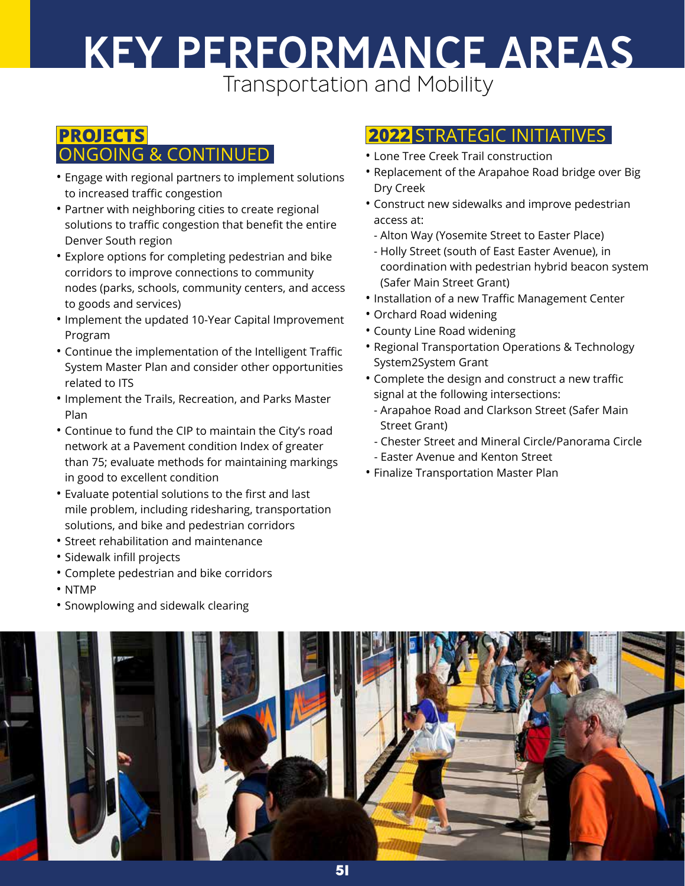# KEY PERFORMANCE AREAS

## Transportation and Mobility

### PROJECTS ONGOING & CONTINUED

- Engage with regional partners to implement solutions to increased traffic congestion
- Partner with neighboring cities to create regional solutions to traffic congestion that benefit the entire Denver South region
- Explore options for completing pedestrian and bike corridors to improve connections to community nodes (parks, schools, community centers, and access to goods and services)
- Implement the updated 10-Year Capital Improvement Program
- Continue the implementation of the Intelligent Traffic System Master Plan and consider other opportunities related to ITS
- Implement the Trails, Recreation, and Parks Master Plan
- Continue to fund the CIP to maintain the City's road network at a Pavement condition Index of greater than 75; evaluate methods for maintaining markings in good to excellent condition
- Evaluate potential solutions to the first and last mile problem, including ridesharing, transportation solutions, and bike and pedestrian corridors
- Street rehabilitation and maintenance
- Sidewalk infill projects
- Complete pedestrian and bike corridors
- NTMP
- Snowplowing and sidewalk clearing

### 2022 STRATEGIC INITIATIVES

- Lone Tree Creek Trail construction
- Replacement of the Arapahoe Road bridge over Big Dry Creek
- Construct new sidewalks and improve pedestrian access at:
  - Alton Way (Yosemite Street to Easter Place)
  - Holly Street (south of East Easter Avenue), in coordination with pedestrian hybrid beacon system (Safer Main Street Grant)
- Installation of a new Traffic Management Center
- Orchard Road widening
- County Line Road widening
- Regional Transportation Operations & Technology System2System Grant
- Complete the design and construct a new traffic signal at the following intersections:
  - Arapahoe Road and Clarkson Street (Safer Main Street Grant)
  - Chester Street and Mineral Circle/Panorama Circle
  - Easter Avenue and Kenton Street
- Finalize Transportation Master Plan